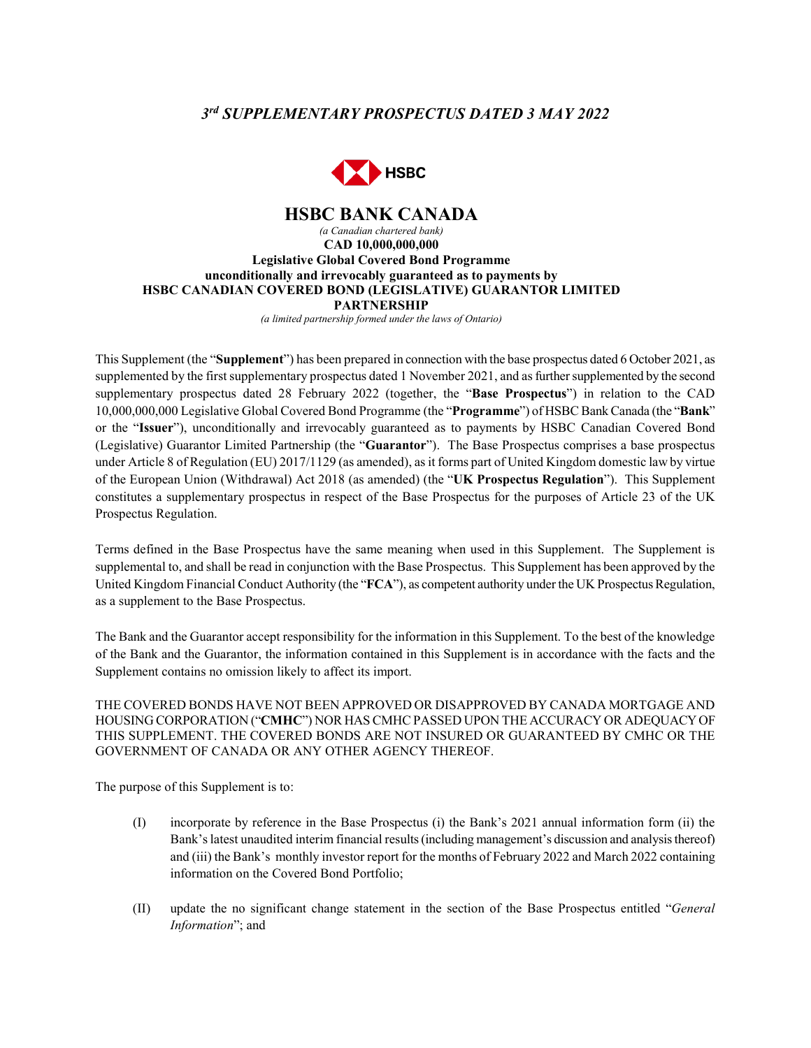*3[rd] SUPPLEMENTARY PROSPECTUS DATED 3 MAY 2022*

HSBC

# HSBC BANK CANADA

*(a Canadian chartered bank)*

**CAD 10,000,000,000**
**Legislative Global Covered Bond Programme**
**unconditionally and irrevocably guaranteed as to payments by**
**HSBC CANADIAN COVERED BOND (LEGISLATIVE) GUARANTOR LIMITED PARTNERSHIP**

*(a limited partnership formed under the laws of Ontario)*

This Supplement (the "**Supplement**") has been prepared in connection with the base prospectus dated 6 October 2021, as supplemented by the first supplementary prospectus dated 1 November 2021, and as further supplemented by the second supplementary prospectus dated 28 February 2022 (together, the "**Base Prospectus**") in relation to the CAD 10,000,000,000 Legislative Global Covered Bond Programme (the "**Programme**") of HSBC Bank Canada (the "**Bank**" or the "**Issuer**"), unconditionally and irrevocably guaranteed as to payments by HSBC Canadian Covered Bond (Legislative) Guarantor Limited Partnership (the "**Guarantor**"). The Base Prospectus comprises a base prospectus under Article 8 of Regulation (EU) 2017/1129 (as amended), as it forms part of United Kingdom domestic law by virtue of the European Union (Withdrawal) Act 2018 (as amended) (the "**UK Prospectus Regulation**"). This Supplement constitutes a supplementary prospectus in respect of the Base Prospectus for the purposes of Article 23 of the UK Prospectus Regulation.

Terms defined in the Base Prospectus have the same meaning when used in this Supplement. The Supplement is supplemental to, and shall be read in conjunction with the Base Prospectus. This Supplement has been approved by the United Kingdom Financial Conduct Authority (the "**FCA**"), as competent authority under the UK Prospectus Regulation, as a supplement to the Base Prospectus.

The Bank and the Guarantor accept responsibility for the information in this Supplement. To the best of the knowledge of the Bank and the Guarantor, the information contained in this Supplement is in accordance with the facts and the Supplement contains no omission likely to affect its import.

THE COVERED BONDS HAVE NOT BEEN APPROVED OR DISAPPROVED BY CANADA MORTGAGE AND HOUSING CORPORATION ("**CMHC**") NOR HAS CMHC PASSED UPON THE ACCURACY OR ADEQUACY OF THIS SUPPLEMENT. THE COVERED BONDS ARE NOT INSURED OR GUARANTEED BY CMHC OR THE GOVERNMENT OF CANADA OR ANY OTHER AGENCY THEREOF.

The purpose of this Supplement is to:

(I) incorporate by reference in the Base Prospectus (i) the Bank's 2021 annual information form (ii) the Bank's latest unaudited interim financial results (including management's discussion and analysis thereof) and (iii) the Bank's monthly investor report for the months of February 2022 and March 2022 containing information on the Covered Bond Portfolio;

(II) update the no significant change statement in the section of the Base Prospectus entitled "*General Information*"; and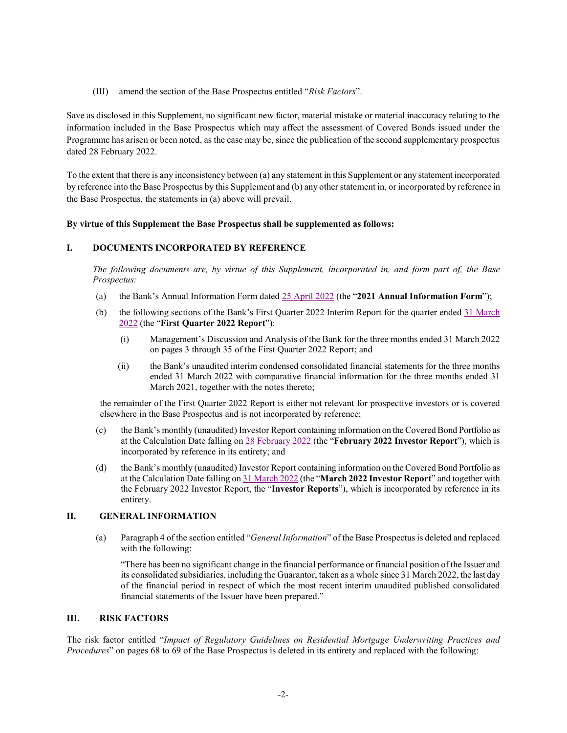(III) amend the section of the Base Prospectus entitled "*Risk Factors*".

Save as disclosed in this Supplement, no significant new factor, material mistake or material inaccuracy relating to the information included in the Base Prospectus which may affect the assessment of Covered Bonds issued under the Programme has arisen or been noted, as the case may be, since the publication of the second supplementary prospectus dated 28 February 2022.

To the extent that there is any inconsistency between (a) any statement in this Supplement or any statement incorporated by reference into the Base Prospectus by this Supplement and (b) any other statement in, or incorporated by reference in the Base Prospectus, the statements in (a) above will prevail.

**By virtue of this Supplement the Base Prospectus shall be supplemented as follows:**

## I. DOCUMENTS INCORPORATED BY REFERENCE

*The following documents are, by virtue of this Supplement, incorporated in, and form part of, the Base Prospectus:*

(a) the Bank's Annual Information Form dated 25 April 2022 (the "**2021 Annual Information Form**");

(b) the following sections of the Bank's First Quarter 2022 Interim Report for the quarter ended 31 March 2022 (the "**First Quarter 2022 Report**"):

  (i) Management's Discussion and Analysis of the Bank for the three months ended 31 March 2022 on pages 3 through 35 of the First Quarter 2022 Report; and

  (ii) the Bank's unaudited interim condensed consolidated financial statements for the three months ended 31 March 2022 with comparative financial information for the three months ended 31 March 2021, together with the notes thereto;

the remainder of the First Quarter 2022 Report is either not relevant for prospective investors or is covered elsewhere in the Base Prospectus and is not incorporated by reference;

(c) the Bank's monthly (unaudited) Investor Report containing information on the Covered Bond Portfolio as at the Calculation Date falling on 28 February 2022 (the "**February 2022 Investor Report**"), which is incorporated by reference in its entirety; and

(d) the Bank's monthly (unaudited) Investor Report containing information on the Covered Bond Portfolio as at the Calculation Date falling on 31 March 2022 (the "**March 2022 Investor Report**" and together with the February 2022 Investor Report, the "**Investor Reports**"), which is incorporated by reference in its entirety.

## II. GENERAL INFORMATION

(a) Paragraph 4 of the section entitled "*General Information*" of the Base Prospectus is deleted and replaced with the following:

"There has been no significant change in the financial performance or financial position of the Issuer and its consolidated subsidiaries, including the Guarantor, taken as a whole since 31 March 2022, the last day of the financial period in respect of which the most recent interim unaudited published consolidated financial statements of the Issuer have been prepared."

## III. RISK FACTORS

The risk factor entitled "*Impact of Regulatory Guidelines on Residential Mortgage Underwriting Practices and Procedures*" on pages 68 to 69 of the Base Prospectus is deleted in its entirety and replaced with the following: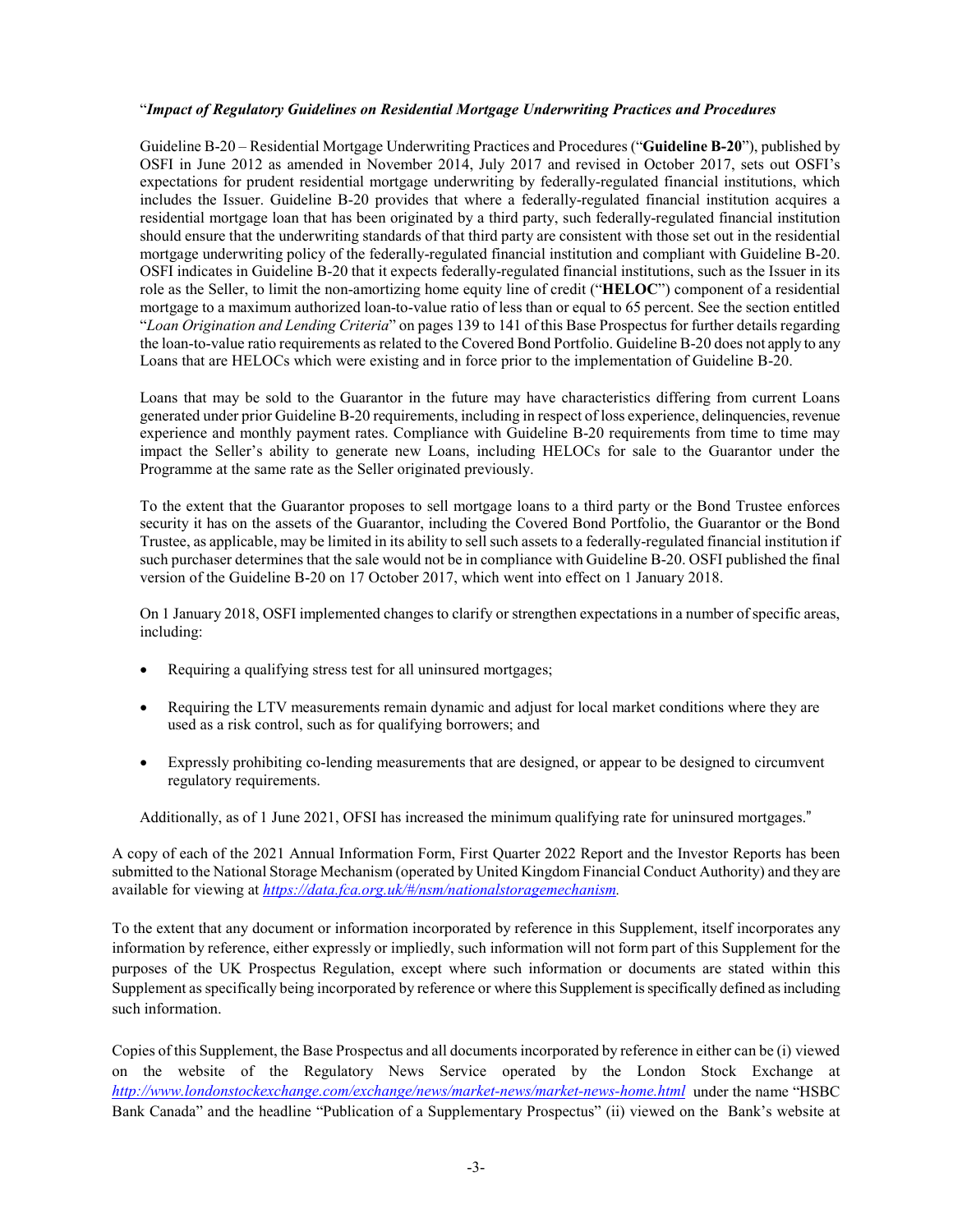"*Impact of Regulatory Guidelines on Residential Mortgage Underwriting Practices and Procedures*

Guideline B-20 – Residential Mortgage Underwriting Practices and Procedures ("**Guideline B-20**"), published by OSFI in June 2012 as amended in November 2014, July 2017 and revised in October 2017, sets out OSFI's expectations for prudent residential mortgage underwriting by federally-regulated financial institutions, which includes the Issuer. Guideline B-20 provides that where a federally-regulated financial institution acquires a residential mortgage loan that has been originated by a third party, such federally-regulated financial institution should ensure that the underwriting standards of that third party are consistent with those set out in the residential mortgage underwriting policy of the federally-regulated financial institution and compliant with Guideline B-20. OSFI indicates in Guideline B-20 that it expects federally-regulated financial institutions, such as the Issuer in its role as the Seller, to limit the non-amortizing home equity line of credit ("**HELOC**") component of a residential mortgage to a maximum authorized loan-to-value ratio of less than or equal to 65 percent. See the section entitled "*Loan Origination and Lending Criteria*" on pages 139 to 141 of this Base Prospectus for further details regarding the loan-to-value ratio requirements as related to the Covered Bond Portfolio. Guideline B-20 does not apply to any Loans that are HELOCs which were existing and in force prior to the implementation of Guideline B-20.

Loans that may be sold to the Guarantor in the future may have characteristics differing from current Loans generated under prior Guideline B-20 requirements, including in respect of loss experience, delinquencies, revenue experience and monthly payment rates. Compliance with Guideline B-20 requirements from time to time may impact the Seller's ability to generate new Loans, including HELOCs for sale to the Guarantor under the Programme at the same rate as the Seller originated previously.

To the extent that the Guarantor proposes to sell mortgage loans to a third party or the Bond Trustee enforces security it has on the assets of the Guarantor, including the Covered Bond Portfolio, the Guarantor or the Bond Trustee, as applicable, may be limited in its ability to sell such assets to a federally-regulated financial institution if such purchaser determines that the sale would not be in compliance with Guideline B-20. OSFI published the final version of the Guideline B-20 on 17 October 2017, which went into effect on 1 January 2018.

On 1 January 2018, OSFI implemented changes to clarify or strengthen expectations in a number of specific areas, including:

- Requiring a qualifying stress test for all uninsured mortgages;
- Requiring the LTV measurements remain dynamic and adjust for local market conditions where they are used as a risk control, such as for qualifying borrowers; and
- Expressly prohibiting co-lending measurements that are designed, or appear to be designed to circumvent regulatory requirements.

Additionally, as of 1 June 2021, OFSI has increased the minimum qualifying rate for uninsured mortgages."

A copy of each of the 2021 Annual Information Form, First Quarter 2022 Report and the Investor Reports has been submitted to the National Storage Mechanism (operated by United Kingdom Financial Conduct Authority) and they are available for viewing at *https://data.fca.org.uk/#/nsm/nationalstoragemechanism.*

To the extent that any document or information incorporated by reference in this Supplement, itself incorporates any information by reference, either expressly or impliedly, such information will not form part of this Supplement for the purposes of the UK Prospectus Regulation, except where such information or documents are stated within this Supplement as specifically being incorporated by reference or where this Supplement is specifically defined as including such information.

Copies of this Supplement, the Base Prospectus and all documents incorporated by reference in either can be (i) viewed on the website of the Regulatory News Service operated by the London Stock Exchange at *http://www.londonstockexchange.com/exchange/news/market-news/market-news-home.html* under the name "HSBC Bank Canada" and the headline "Publication of a Supplementary Prospectus" (ii) viewed on the Bank's website at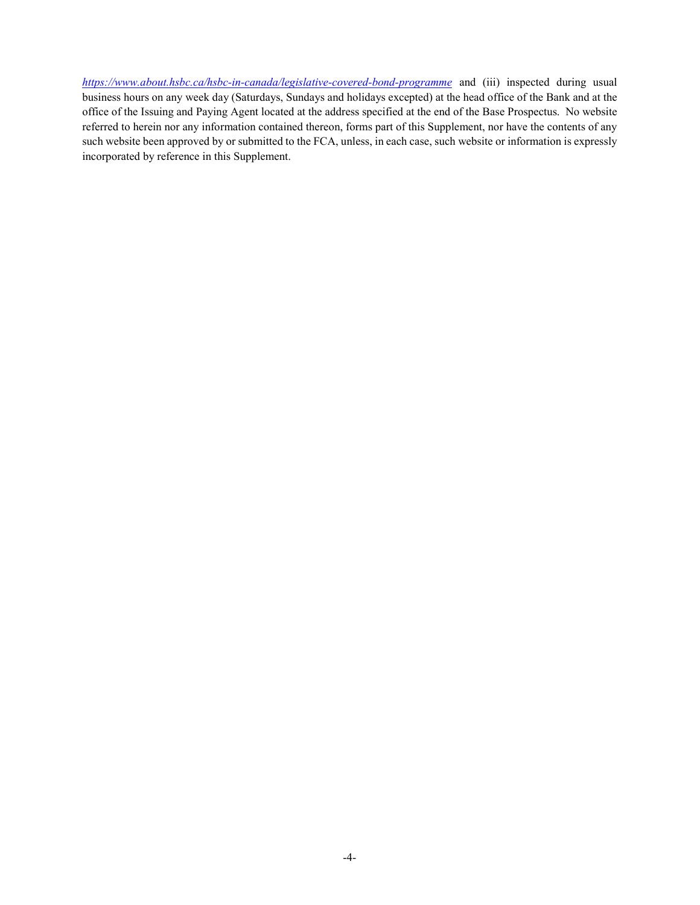*https://www.about.hsbc.ca/hsbc-in-canada/legislative-covered-bond-programme* and (iii) inspected during usual business hours on any week day (Saturdays, Sundays and holidays excepted) at the head office of the Bank and at the office of the Issuing and Paying Agent located at the address specified at the end of the Base Prospectus. No website referred to herein nor any information contained thereon, forms part of this Supplement, nor have the contents of any such website been approved by or submitted to the FCA, unless, in each case, such website or information is expressly incorporated by reference in this Supplement.